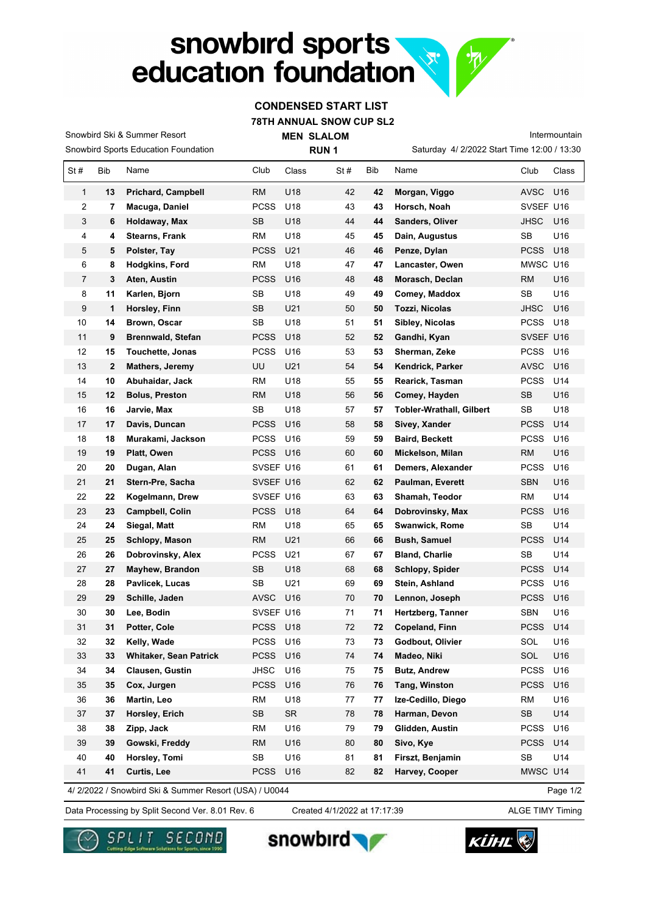# snowbird sports education foundation

## CONDENSED START LIST

### 78TH ANNUAL SNOW CUP SL2

Snowbird Ski & Summer Resort

Snowbird Sports Education Foundation

**MEN SLALOM**

**RUN 1**

Intermountain

Saturday 4/ 2/2022 Start Time 12:00 / 13:30

| St # | Bib | Name | Club | Class | St # | Bib | Name | Club | Class |
|---|---|---|---|---|---|---|---|---|---|
| 1 | **13** | **Prichard, Campbell** | RM | U18 | 42 | **42** | **Morgan, Viggo** | AVSC | U16 |
| 2 | **7** | **Macuga, Daniel** | PCSS | U18 | 43 | **43** | **Horsch, Noah** | SVSEF | U16 |
| 3 | **6** | **Holdaway, Max** | SB | U18 | 44 | **44** | **Sanders, Oliver** | JHSC | U16 |
| 4 | **4** | **Stearns, Frank** | RM | U18 | 45 | **45** | **Dain, Augustus** | SB | U16 |
| 5 | **5** | **Polster, Tay** | PCSS | U21 | 46 | **46** | **Penze, Dylan** | PCSS | U18 |
| 6 | **8** | **Hodgkins, Ford** | RM | U18 | 47 | **47** | **Lancaster, Owen** | MWSC | U16 |
| 7 | **3** | **Aten, Austin** | PCSS | U16 | 48 | **48** | **Morasch, Declan** | RM | U16 |
| 8 | **11** | **Karlen, Bjorn** | SB | U18 | 49 | **49** | **Comey, Maddox** | SB | U16 |
| 9 | **1** | **Horsley, Finn** | SB | U21 | 50 | **50** | **Tozzi, Nicolas** | JHSC | U16 |
| 10 | **14** | **Brown, Oscar** | SB | U18 | 51 | **51** | **Sibley, Nicolas** | PCSS | U18 |
| 11 | **9** | **Brennwald, Stefan** | PCSS | U18 | 52 | **52** | **Gandhi, Kyan** | SVSEF | U16 |
| 12 | **15** | **Touchette, Jonas** | PCSS | U16 | 53 | **53** | **Sherman, Zeke** | PCSS | U16 |
| 13 | **2** | **Mathers, Jeremy** | UU | U21 | 54 | **54** | **Kendrick, Parker** | AVSC | U16 |
| 14 | **10** | **Abuhaidar, Jack** | RM | U18 | 55 | **55** | **Rearick, Tasman** | PCSS | U14 |
| 15 | **12** | **Bolus, Preston** | RM | U18 | 56 | **56** | **Comey, Hayden** | SB | U16 |
| 16 | **16** | **Jarvie, Max** | SB | U18 | 57 | **57** | **Tobler-Wrathall, Gilbert** | SB | U18 |
| 17 | **17** | **Davis, Duncan** | PCSS | U16 | 58 | **58** | **Sivey, Xander** | PCSS | U14 |
| 18 | **18** | **Murakami, Jackson** | PCSS | U16 | 59 | **59** | **Baird, Beckett** | PCSS | U16 |
| 19 | **19** | **Platt, Owen** | PCSS | U16 | 60 | **60** | **Mickelson, Milan** | RM | U16 |
| 20 | **20** | **Dugan, Alan** | SVSEF | U16 | 61 | **61** | **Demers, Alexander** | PCSS | U16 |
| 21 | **21** | **Stern-Pre, Sacha** | SVSEF | U16 | 62 | **62** | **Paulman, Everett** | SBN | U16 |
| 22 | **22** | **Kogelmann, Drew** | SVSEF | U16 | 63 | **63** | **Shamah, Teodor** | RM | U14 |
| 23 | **23** | **Campbell, Colin** | PCSS | U18 | 64 | **64** | **Dobrovinsky, Max** | PCSS | U16 |
| 24 | **24** | **Siegal, Matt** | RM | U18 | 65 | **65** | **Swanwick, Rome** | SB | U14 |
| 25 | **25** | **Schlopy, Mason** | RM | U21 | 66 | **66** | **Bush, Samuel** | PCSS | U14 |
| 26 | **26** | **Dobrovinsky, Alex** | PCSS | U21 | 67 | **67** | **Bland, Charlie** | SB | U14 |
| 27 | **27** | **Mayhew, Brandon** | SB | U18 | 68 | **68** | **Schlopy, Spider** | PCSS | U14 |
| 28 | **28** | **Pavlicek, Lucas** | SB | U21 | 69 | **69** | **Stein, Ashland** | PCSS | U16 |
| 29 | **29** | **Schille, Jaden** | AVSC | U16 | 70 | **70** | **Lennon, Joseph** | PCSS | U16 |
| 30 | **30** | **Lee, Bodin** | SVSEF | U16 | 71 | **71** | **Hertzberg, Tanner** | SBN | U16 |
| 31 | **31** | **Potter, Cole** | PCSS | U18 | 72 | **72** | **Copeland, Finn** | PCSS | U14 |
| 32 | **32** | **Kelly, Wade** | PCSS | U16 | 73 | **73** | **Godbout, Olivier** | SOL | U16 |
| 33 | **33** | **Whitaker, Sean Patrick** | PCSS | U16 | 74 | **74** | **Madeo, Niki** | SOL | U16 |
| 34 | **34** | **Clausen, Gustin** | JHSC | U16 | 75 | **75** | **Butz, Andrew** | PCSS | U16 |
| 35 | **35** | **Cox, Jurgen** | PCSS | U16 | 76 | **76** | **Tang, Winston** | PCSS | U16 |
| 36 | **36** | **Martin, Leo** | RM | U18 | 77 | **77** | **Ize-Cedillo, Diego** | RM | U16 |
| 37 | **37** | **Horsley, Erich** | SB | SR | 78 | **78** | **Harman, Devon** | SB | U14 |
| 38 | **38** | **Zipp, Jack** | RM | U16 | 79 | **79** | **Glidden, Austin** | PCSS | U16 |
| 39 | **39** | **Gowski, Freddy** | RM | U16 | 80 | **80** | **Sivo, Kye** | PCSS | U14 |
| 40 | **40** | **Horsley, Tomi** | SB | U16 | 81 | **81** | **Firszt, Benjamin** | SB | U14 |
| 41 | **41** | **Curtis, Lee** | PCSS | U16 | 82 | **82** | **Harvey, Cooper** | MWSC | U14 |

4/ 2/2022 / Snowbird Ski & Summer Resort (USA) / U0044

Data Processing by Split Second Ver. 8.01 Rev. 6    Created 4/1/2022 at 17:17:39    ALGE TIMY Timing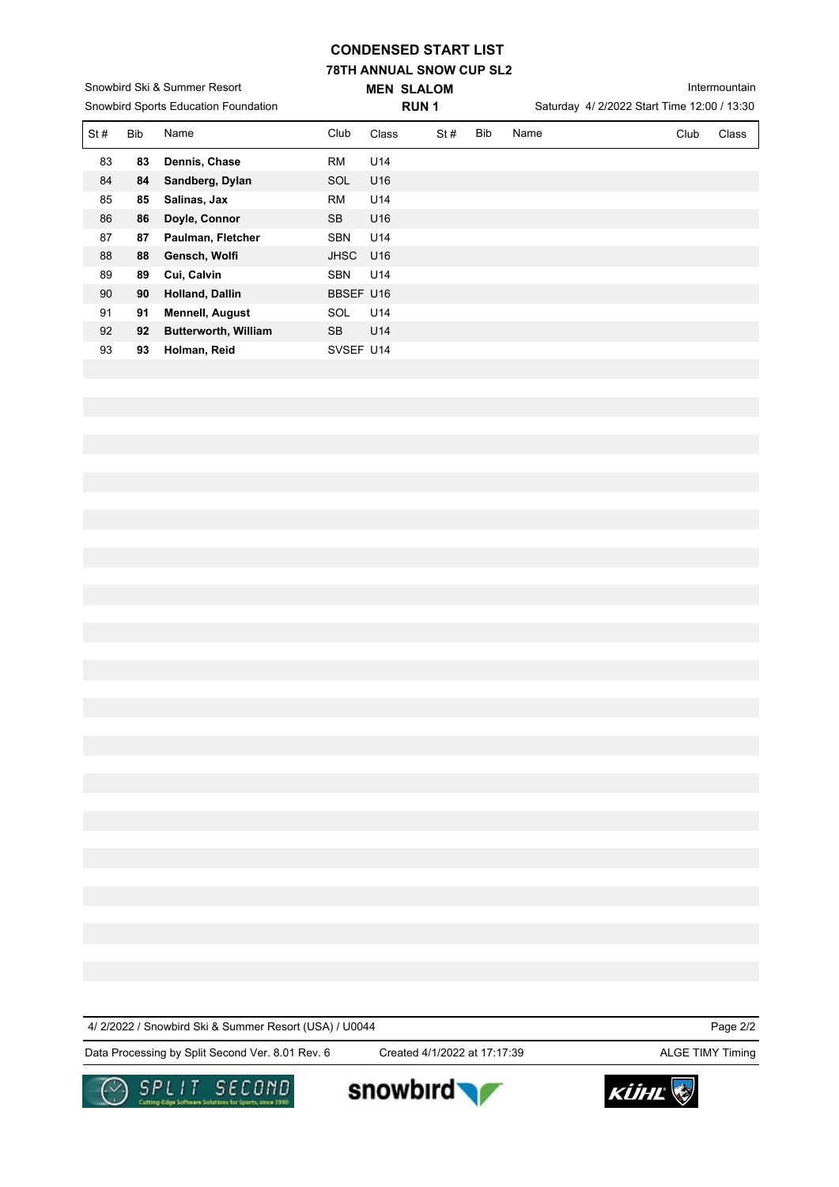# CONDENSED START LIST

## 78TH ANNUAL SNOW CUP SL2

Snowbird Ski & Summer Resort | **MEN SLALOM** | Intermountain

Snowbird Sports Education Foundation | **RUN 1** | Saturday 4/ 2/2022 Start Time 12:00 / 13:30

| St # | Bib | Name | Club | Class | St # | Bib | Name | Club | Class |
|---|---|---|---|---|---|---|---|---|---|
| 83 | **83** | **Dennis, Chase** | RM | U14 | | | | | |
| 84 | **84** | **Sandberg, Dylan** | SOL | U16 | | | | | |
| 85 | **85** | **Salinas, Jax** | RM | U14 | | | | | |
| 86 | **86** | **Doyle, Connor** | SB | U16 | | | | | |
| 87 | **87** | **Paulman, Fletcher** | SBN | U14 | | | | | |
| 88 | **88** | **Gensch, Wolfi** | JHSC | U16 | | | | | |
| 89 | **89** | **Cui, Calvin** | SBN | U14 | | | | | |
| 90 | **90** | **Holland, Dallin** | BBSEF | U16 | | | | | |
| 91 | **91** | **Mennell, August** | SOL | U14 | | | | | |
| 92 | **92** | **Butterworth, William** | SB | U14 | | | | | |
| 93 | **93** | **Holman, Reid** | SVSEF | U14 | | | | | |

4/ 2/2022 / Snowbird Ski & Summer Resort (USA) / U0044

Data Processing by Split Second Ver. 8.01 Rev. 6 | Created 4/1/2022 at 17:17:39 | ALGE TIMY Timing